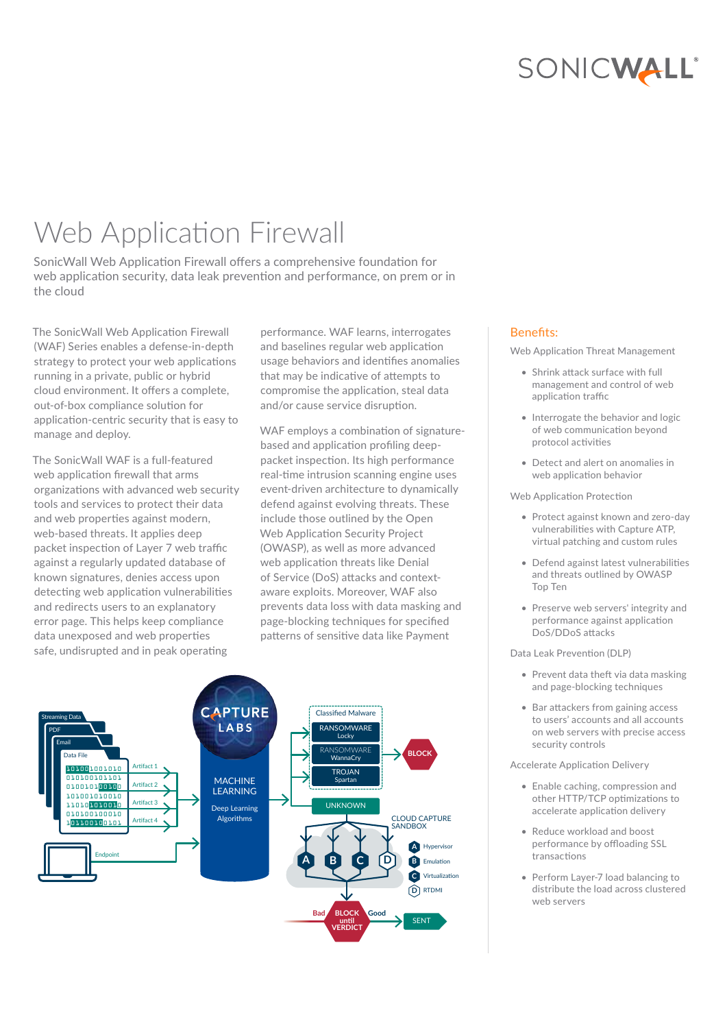# Web Application Firewall

SonicWall Web Application Firewall offers a comprehensive foundation for web application security, data leak prevention and performance, on prem or in the cloud

The SonicWall Web Application Firewall (WAF) Series enables a defense-in-depth strategy to protect your web applications running in a private, public or hybrid cloud environment. It offers a complete, out-of-box compliance solution for application-centric security that is easy to manage and deploy.

The SonicWall WAF is a full-featured web application firewall that arms organizations with advanced web security tools and services to protect their data and web properties against modern, web-based threats. It applies deep packet inspection of Layer 7 web traffic against a regularly updated database of known signatures, denies access upon detecting web application vulnerabilities and redirects users to an explanatory error page. This helps keep compliance data unexposed and web properties safe, undisrupted and in peak operating performance. WAF learns, interrogates and baselines regular web application usage behaviors and identifies anomalies that may be indicative of attempts to compromise the application, steal data and/or cause service disruption.

WAF employs a combination of signature-based and application profiling deep-packet inspection. Its high performance real-time intrusion scanning engine uses event-driven architecture to dynamically defend against evolving threats. These include those outlined by the Open Web Application Security Project (OWASP), as well as more advanced web application threats like Denial of Service (DoS) attacks and context-aware exploits. Moreover, WAF also prevents data loss with data masking and page-blocking techniques for specified patterns of sensitive data like Payment

## Benefits:

Web Application Threat Management

- Shrink attack surface with full management and control of web application traffic
- Interrogate the behavior and logic of web communication beyond protocol activities
- Detect and alert on anomalies in web application behavior

Web Application Protection

- Protect against known and zero-day vulnerabilities with Capture ATP, virtual patching and custom rules
- Defend against latest vulnerabilities and threats outlined by OWASP Top Ten
- Preserve web servers' integrity and performance against application DoS/DDoS attacks

Data Leak Prevention (DLP)

- Prevent data theft via data masking and page-blocking techniques
- Bar attackers from gaining access to users' accounts and all accounts on web servers with precise access security controls

Accelerate Application Delivery

- Enable caching, compression and other HTTP/TCP optimizations to accelerate application delivery
- Reduce workload and boost performance by offloading SSL transactions
- Perform Layer-7 load balancing to distribute the load across clustered web servers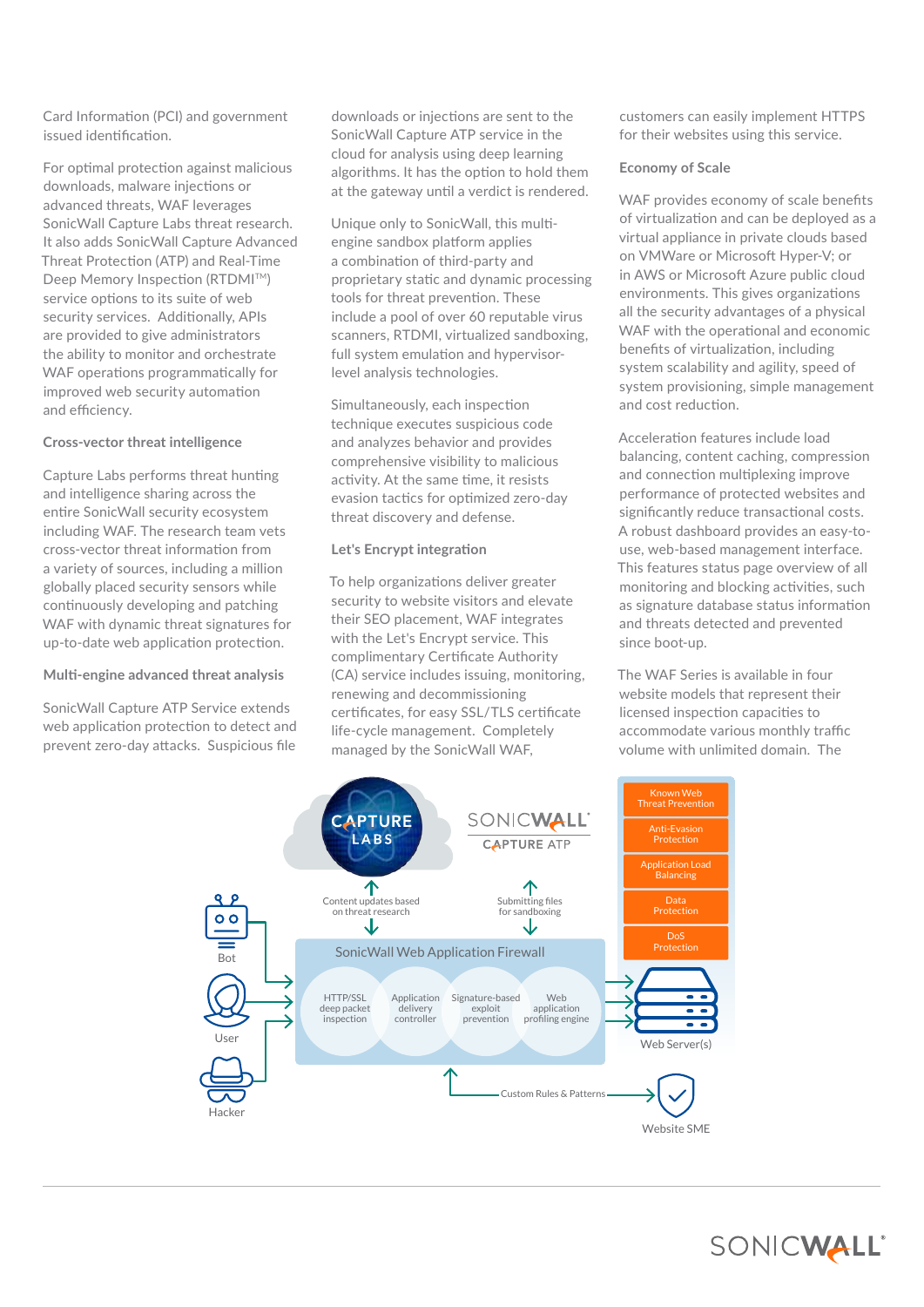Card Information (PCI) and government issued identification.

For optimal protection against malicious downloads, malware injections or advanced threats, WAF leverages SonicWall Capture Labs threat research. It also adds SonicWall Capture Advanced Threat Protection (ATP) and Real-Time Deep Memory Inspection (RTDMI™) service options to its suite of web security services. Additionally, APIs are provided to give administrators the ability to monitor and orchestrate WAF operations programmatically for improved web security automation and efficiency.

### Cross-vector threat intelligence

Capture Labs performs threat hunting and intelligence sharing across the entire SonicWall security ecosystem including WAF. The research team vets cross-vector threat information from a variety of sources, including a million globally placed security sensors while continuously developing and patching WAF with dynamic threat signatures for up-to-date web application protection.

### Multi-engine advanced threat analysis

SonicWall Capture ATP Service extends web application protection to detect and prevent zero-day attacks. Suspicious file downloads or injections are sent to the SonicWall Capture ATP service in the cloud for analysis using deep learning algorithms. It has the option to hold them at the gateway until a verdict is rendered.

Unique only to SonicWall, this multi-engine sandbox platform applies a combination of third-party and proprietary static and dynamic processing tools for threat prevention. These include a pool of over 60 reputable virus scanners, RTDMI, virtualized sandboxing, full system emulation and hypervisor-level analysis technologies.

Simultaneously, each inspection technique executes suspicious code and analyzes behavior and provides comprehensive visibility to malicious activity. At the same time, it resists evasion tactics for optimized zero-day threat discovery and defense.

### Let's Encrypt integration

To help organizations deliver greater security to website visitors and elevate their SEO placement, WAF integrates with the Let's Encrypt service. This complimentary Certificate Authority (CA) service includes issuing, monitoring, renewing and decommissioning certificates, for easy SSL/TLS certificate life-cycle management. Completely managed by the SonicWall WAF, customers can easily implement HTTPS for their websites using this service.

### Economy of Scale

WAF provides economy of scale benefits of virtualization and can be deployed as a virtual appliance in private clouds based on VMWare or Microsoft Hyper-V; or in AWS or Microsoft Azure public cloud environments. This gives organizations all the security advantages of a physical WAF with the operational and economic benefits of virtualization, including system scalability and agility, speed of system provisioning, simple management and cost reduction.

Acceleration features include load balancing, content caching, compression and connection multiplexing improve performance of protected websites and significantly reduce transactional costs. A robust dashboard provides an easy-to-use, web-based management interface. This features status page overview of all monitoring and blocking activities, such as signature database status information and threats detected and prevented since boot-up.

The WAF Series is available in four website models that represent their licensed inspection capacities to accommodate various monthly traffic volume with unlimited domain. The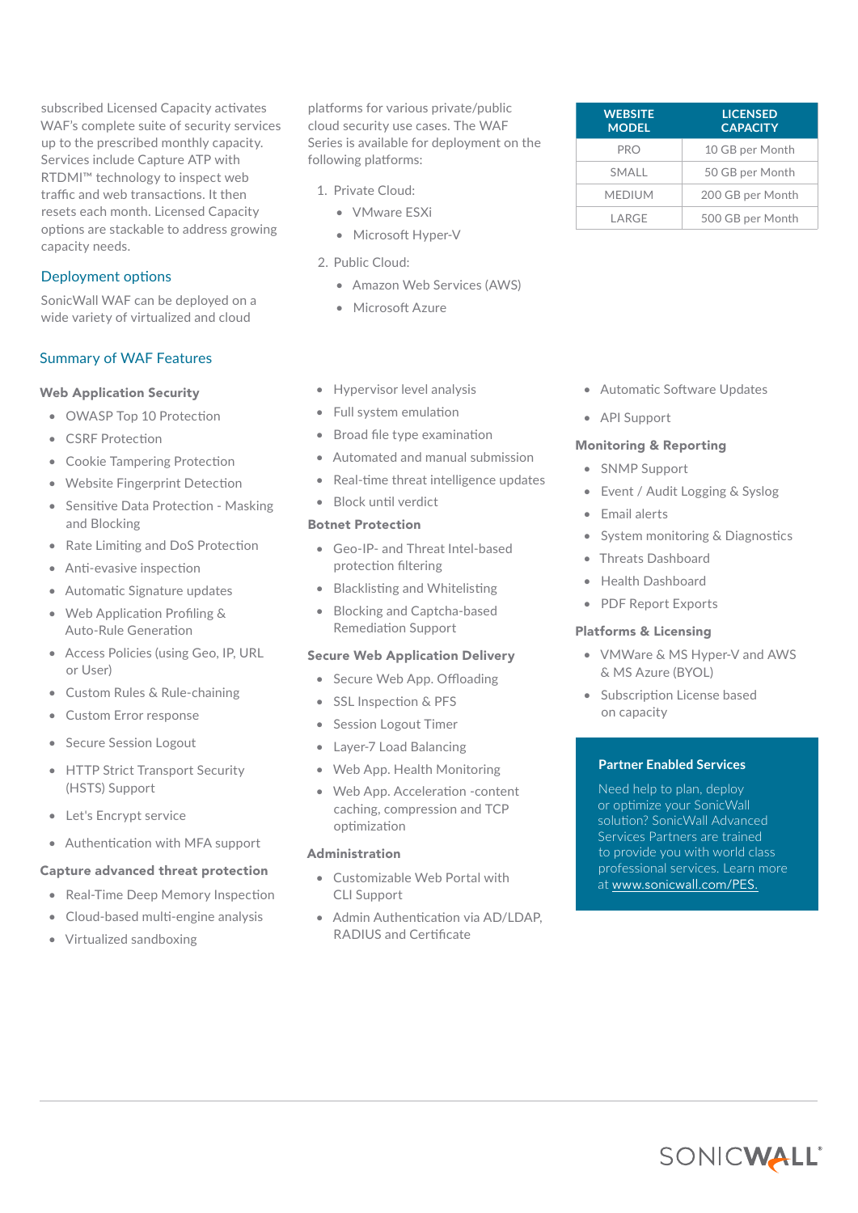subscribed Licensed Capacity activates WAF's complete suite of security services up to the prescribed monthly capacity. Services include Capture ATP with RTDMI™ technology to inspect web traffic and web transactions. It then resets each month. Licensed Capacity options are stackable to address growing capacity needs.

| WEBSITE MODEL | LICENSED CAPACITY |
|---|---|
| PRO | 10 GB per Month |
| SMALL | 50 GB per Month |
| MEDIUM | 200 GB per Month |
| LARGE | 500 GB per Month |

## Deployment options

SonicWall WAF can be deployed on a wide variety of virtualized and cloud platforms for various private/public cloud security use cases. The WAF Series is available for deployment on the following platforms:

1. Private Cloud:
   - VMware ESXi
   - Microsoft Hyper-V
2. Public Cloud:
   - Amazon Web Services (AWS)
   - Microsoft Azure

## Summary of WAF Features

### Web Application Security

- OWASP Top 10 Protection
- CSRF Protection
- Cookie Tampering Protection
- Website Fingerprint Detection
- Sensitive Data Protection - Masking and Blocking
- Rate Limiting and DoS Protection
- Anti-evasive inspection
- Automatic Signature updates
- Web Application Profiling & Auto-Rule Generation
- Access Policies (using Geo, IP, URL or User)
- Custom Rules & Rule-chaining
- Custom Error response
- Secure Session Logout
- HTTP Strict Transport Security (HSTS) Support
- Let's Encrypt service
- Authentication with MFA support

### Capture advanced threat protection

- Real-Time Deep Memory Inspection
- Cloud-based multi-engine analysis
- Virtualized sandboxing
- Hypervisor level analysis
- Full system emulation
- Broad file type examination
- Automated and manual submission
- Real-time threat intelligence updates
- Block until verdict

### Botnet Protection

- Geo-IP- and Threat Intel-based protection filtering
- Blacklisting and Whitelisting
- Blocking and Captcha-based Remediation Support

### Secure Web Application Delivery

- Secure Web App. Offloading
- SSL Inspection & PFS
- Session Logout Timer
- Layer-7 Load Balancing
- Web App. Health Monitoring
- Web App. Acceleration -content caching, compression and TCP optimization

### Administration

- Customizable Web Portal with CLI Support
- Admin Authentication via AD/LDAP, RADIUS and Certificate
- Automatic Software Updates
- API Support

### Monitoring & Reporting

- SNMP Support
- Event / Audit Logging & Syslog
- Email alerts
- System monitoring & Diagnostics
- Threats Dashboard
- Health Dashboard
- PDF Report Exports

### Platforms & Licensing

- VMWare & MS Hyper-V and AWS & MS Azure (BYOL)
- Subscription License based on capacity

### Partner Enabled Services

Need help to plan, deploy or optimize your SonicWall solution? SonicWall Advanced Services Partners are trained to provide you with world class professional services. Learn more at www.sonicwall.com/PES.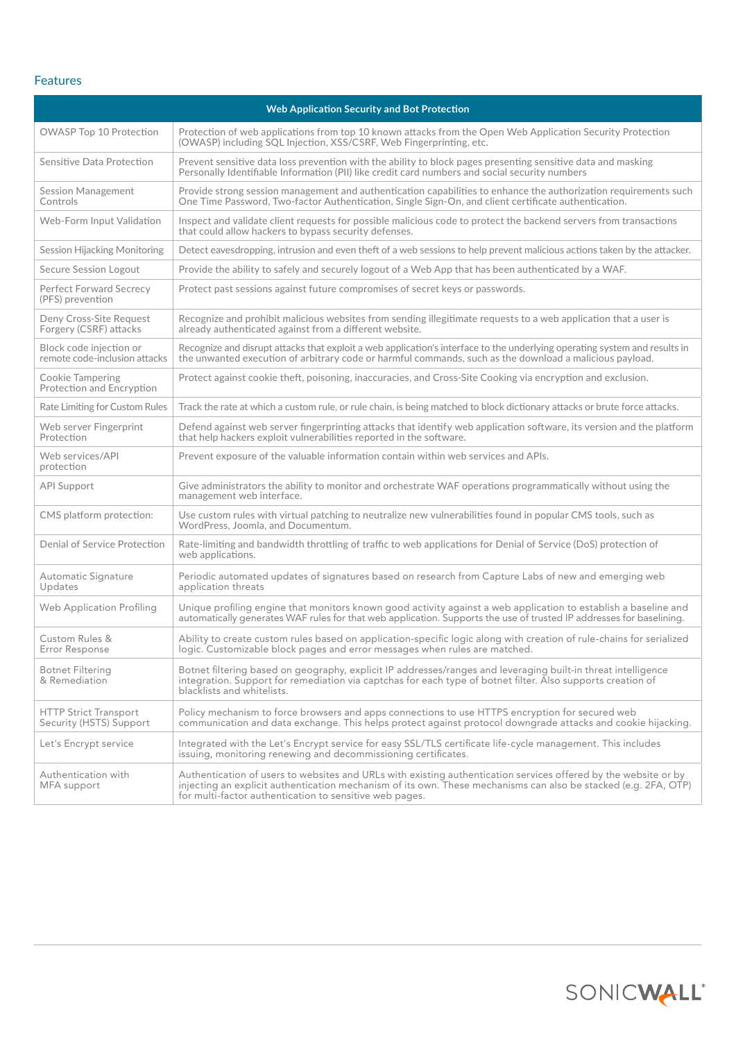## Features

| Web Application Security and Bot Protection | |
|---|---|
| OWASP Top 10 Protection | Protection of web applications from top 10 known attacks from the Open Web Application Security Protection (OWASP) including SQL Injection, XSS/CSRF, Web Fingerprinting, etc. |
| Sensitive Data Protection | Prevent sensitive data loss prevention with the ability to block pages presenting sensitive data and masking Personally Identifiable Information (PII) like credit card numbers and social security numbers |
| Session Management Controls | Provide strong session management and authentication capabilities to enhance the authorization requirements such One Time Password, Two-factor Authentication, Single Sign-On, and client certificate authentication. |
| Web-Form Input Validation | Inspect and validate client requests for possible malicious code to protect the backend servers from transactions that could allow hackers to bypass security defenses. |
| Session Hijacking Monitoring | Detect eavesdropping, intrusion and even theft of a web sessions to help prevent malicious actions taken by the attacker. |
| Secure Session Logout | Provide the ability to safely and securely logout of a Web App that has been authenticated by a WAF. |
| Perfect Forward Secrecy (PFS) prevention | Protect past sessions against future compromises of secret keys or passwords. |
| Deny Cross-Site Request Forgery (CSRF) attacks | Recognize and prohibit malicious websites from sending illegitimate requests to a web application that a user is already authenticated against from a different website. |
| Block code injection or remote code-inclusion attacks | Recognize and disrupt attacks that exploit a web application's interface to the underlying operating system and results in the unwanted execution of arbitrary code or harmful commands, such as the download a malicious payload. |
| Cookie Tampering Protection and Encryption | Protect against cookie theft, poisoning, inaccuracies, and Cross-Site Cooking via encryption and exclusion. |
| Rate Limiting for Custom Rules | Track the rate at which a custom rule, or rule chain, is being matched to block dictionary attacks or brute force attacks. |
| Web server Fingerprint Protection | Defend against web server fingerprinting attacks that identify web application software, its version and the platform that help hackers exploit vulnerabilities reported in the software. |
| Web services/API protection | Prevent exposure of the valuable information contain within web services and APIs. |
| API Support | Give administrators the ability to monitor and orchestrate WAF operations programmatically without using the management web interface. |
| CMS platform protection: | Use custom rules with virtual patching to neutralize new vulnerabilities found in popular CMS tools, such as WordPress, Joomla, and Documentum. |
| Denial of Service Protection | Rate-limiting and bandwidth throttling of traffic to web applications for Denial of Service (DoS) protection of web applications. |
| Automatic Signature Updates | Periodic automated updates of signatures based on research from Capture Labs of new and emerging web application threats |
| Web Application Profiling | Unique profiling engine that monitors known good activity against a web application to establish a baseline and automatically generates WAF rules for that web application. Supports the use of trusted IP addresses for baselining. |
| Custom Rules & Error Response | Ability to create custom rules based on application-specific logic along with creation of rule-chains for serialized logic. Customizable block pages and error messages when rules are matched. |
| Botnet Filtering & Remediation | Botnet filtering based on geography, explicit IP addresses/ranges and leveraging built-in threat intelligence integration. Support for remediation via captchas for each type of botnet filter. Also supports creation of blacklists and whitelists. |
| HTTP Strict Transport Security (HSTS) Support | Policy mechanism to force browsers and apps connections to use HTTPS encryption for secured web communication and data exchange. This helps protect against protocol downgrade attacks and cookie hijacking. |
| Let's Encrypt service | Integrated with the Let's Encrypt service for easy SSL/TLS certificate life-cycle management. This includes issuing, monitoring renewing and decommissioning certificates. |
| Authentication with MFA support | Authentication of users to websites and URLs with existing authentication services offered by the website or by injecting an explicit authentication mechanism of its own. These mechanisms can also be stacked (e.g. 2FA, OTP) for multi-factor authentication to sensitive web pages. |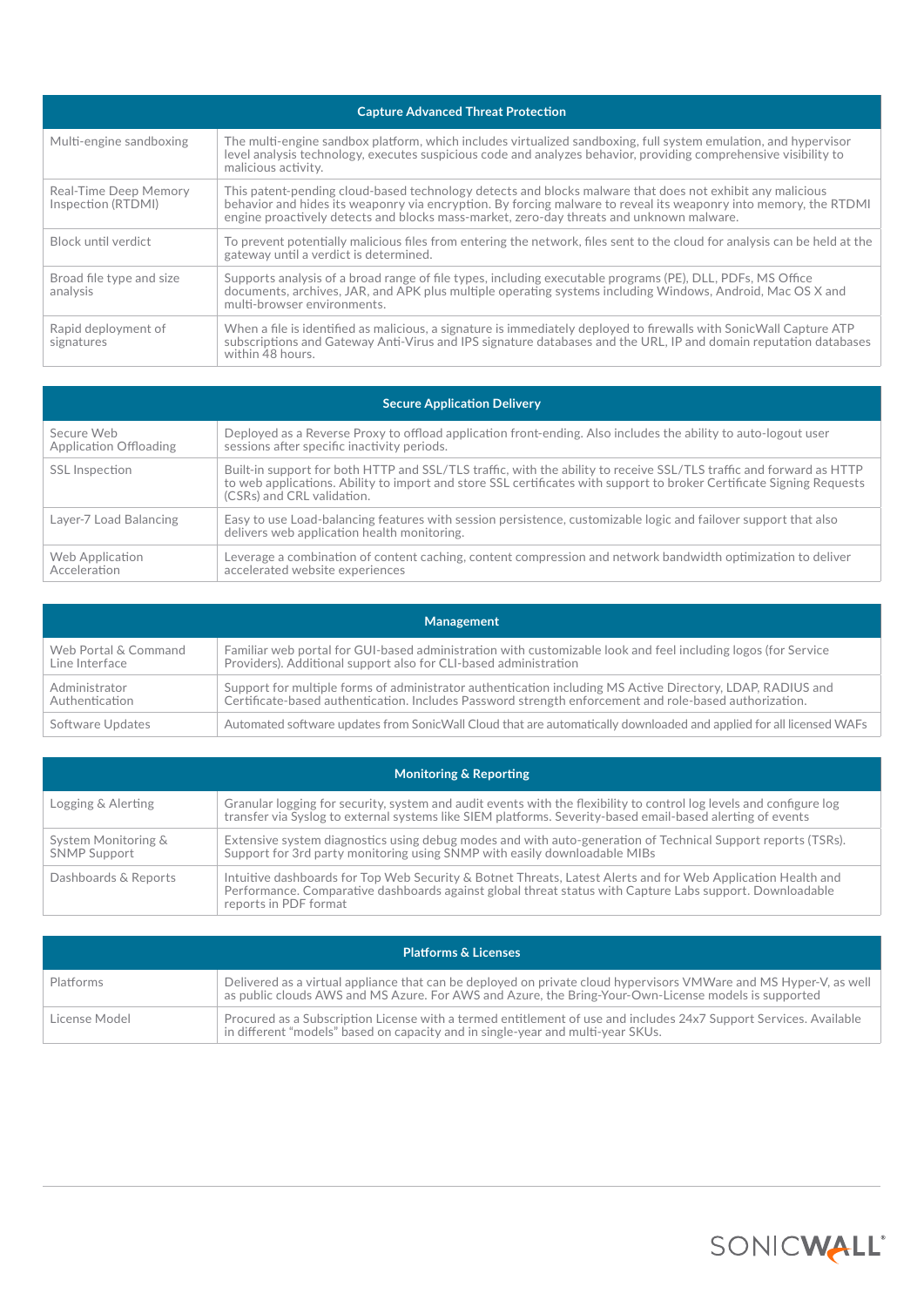| Capture Advanced Threat Protection | |
|---|---|
| Multi-engine sandboxing | The multi-engine sandbox platform, which includes virtualized sandboxing, full system emulation, and hypervisor level analysis technology, executes suspicious code and analyzes behavior, providing comprehensive visibility to malicious activity. |
| Real-Time Deep Memory Inspection (RTDMI) | This patent-pending cloud-based technology detects and blocks malware that does not exhibit any malicious behavior and hides its weaponry via encryption. By forcing malware to reveal its weaponry into memory, the RTDMI engine proactively detects and blocks mass-market, zero-day threats and unknown malware. |
| Block until verdict | To prevent potentially malicious files from entering the network, files sent to the cloud for analysis can be held at the gateway until a verdict is determined. |
| Broad file type and size analysis | Supports analysis of a broad range of file types, including executable programs (PE), DLL, PDFs, MS Office documents, archives, JAR, and APK plus multiple operating systems including Windows, Android, Mac OS X and multi-browser environments. |
| Rapid deployment of signatures | When a file is identified as malicious, a signature is immediately deployed to firewalls with SonicWall Capture ATP subscriptions and Gateway Anti-Virus and IPS signature databases and the URL, IP and domain reputation databases within 48 hours. |

| Secure Application Delivery | |
|---|---|
| Secure Web Application Offloading | Deployed as a Reverse Proxy to offload application front-ending. Also includes the ability to auto-logout user sessions after specific inactivity periods. |
| SSL Inspection | Built-in support for both HTTP and SSL/TLS traffic, with the ability to receive SSL/TLS traffic and forward as HTTP to web applications. Ability to import and store SSL certificates with support to broker Certificate Signing Requests (CSRs) and CRL validation. |
| Layer-7 Load Balancing | Easy to use Load-balancing features with session persistence, customizable logic and failover support that also delivers web application health monitoring. |
| Web Application Acceleration | Leverage a combination of content caching, content compression and network bandwidth optimization to deliver accelerated website experiences |

| Management | |
|---|---|
| Web Portal & Command Line Interface | Familiar web portal for GUI-based administration with customizable look and feel including logos (for Service Providers). Additional support also for CLI-based administration |
| Administrator Authentication | Support for multiple forms of administrator authentication including MS Active Directory, LDAP, RADIUS and Certificate-based authentication. Includes Password strength enforcement and role-based authorization. |
| Software Updates | Automated software updates from SonicWall Cloud that are automatically downloaded and applied for all licensed WAFs |

| Monitoring & Reporting | |
|---|---|
| Logging & Alerting | Granular logging for security, system and audit events with the flexibility to control log levels and configure log transfer via Syslog to external systems like SIEM platforms. Severity-based email-based alerting of events |
| System Monitoring & SNMP Support | Extensive system diagnostics using debug modes and with auto-generation of Technical Support reports (TSRs). Support for 3rd party monitoring using SNMP with easily downloadable MIBs |
| Dashboards & Reports | Intuitive dashboards for Top Web Security & Botnet Threats, Latest Alerts and for Web Application Health and Performance. Comparative dashboards against global threat status with Capture Labs support. Downloadable reports in PDF format |

| Platforms & Licenses | |
|---|---|
| Platforms | Delivered as a virtual appliance that can be deployed on private cloud hypervisors VMWare and MS Hyper-V, as well as public clouds AWS and MS Azure. For AWS and Azure, the Bring-Your-Own-License models is supported |
| License Model | Procured as a Subscription License with a termed entitlement of use and includes 24x7 Support Services. Available in different "models" based on capacity and in single-year and multi-year SKUs. |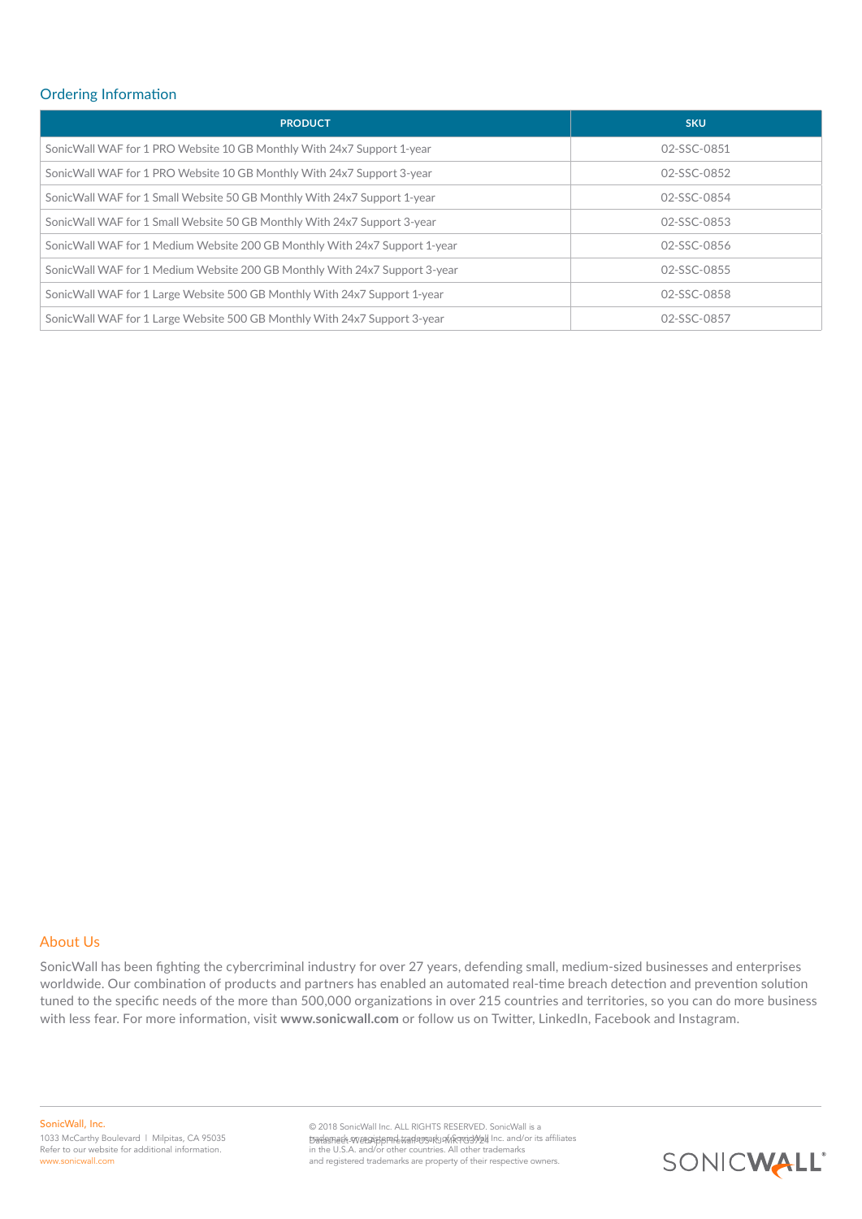## Ordering Information

| PRODUCT | SKU |
|---|---|
| SonicWall WAF for 1 PRO Website 10 GB Monthly With 24x7 Support 1-year | 02-SSC-0851 |
| SonicWall WAF for 1 PRO Website 10 GB Monthly With 24x7 Support 3-year | 02-SSC-0852 |
| SonicWall WAF for 1 Small Website 50 GB Monthly With 24x7 Support 1-year | 02-SSC-0854 |
| SonicWall WAF for 1 Small Website 50 GB Monthly With 24x7 Support 3-year | 02-SSC-0853 |
| SonicWall WAF for 1 Medium Website 200 GB Monthly With 24x7 Support 1-year | 02-SSC-0856 |
| SonicWall WAF for 1 Medium Website 200 GB Monthly With 24x7 Support 3-year | 02-SSC-0855 |
| SonicWall WAF for 1 Large Website 500 GB Monthly With 24x7 Support 1-year | 02-SSC-0858 |
| SonicWall WAF for 1 Large Website 500 GB Monthly With 24x7 Support 3-year | 02-SSC-0857 |

## About Us

SonicWall has been fighting the cybercriminal industry for over 27 years, defending small, medium-sized businesses and enterprises worldwide. Our combination of products and partners has enabled an automated real-time breach detection and prevention solution tuned to the specific needs of the more than 500,000 organizations in over 215 countries and territories, so you can do more business with less fear. For more information, visit **www.sonicwall.com** or follow us on Twitter, LinkedIn, Facebook and Instagram.

SonicWall, Inc.
1033 McCarthy Boulevard | Milpitas, CA 95035
Refer to our website for additional information.
www.sonicwall.com

© 2018 SonicWall Inc. ALL RIGHTS RESERVED. SonicWall is a trademark or registered trademark of SonicWall Inc. and/or its affiliates in the U.S.A. and/or other countries. All other trademarks and registered trademarks are property of their respective owners.

Datasheet-WebAppFirewall-US-KJ-MKTG3724

SONICWALL